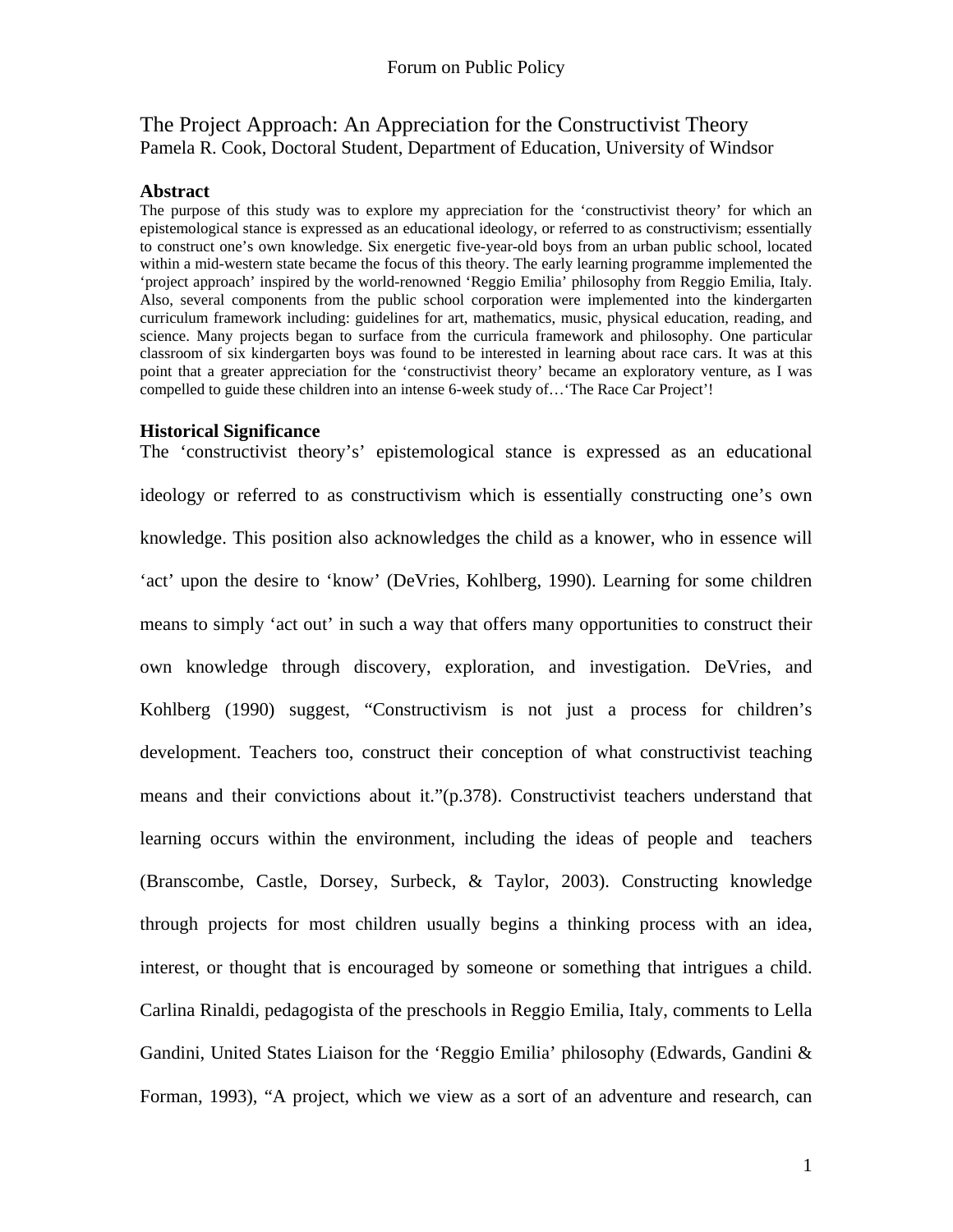# The Project Approach: An Appreciation for the Constructivist Theory

Pamela R. Cook, Doctoral Student, Department of Education, University of Windsor

## Abstract

The purpose of this study was to explore my appreciation for the 'constructivist theory' for which an epistemological stance is expressed as an educational ideology, or referred to as constructivism; essentially to construct one's own knowledge. Six energetic five-year-old boys from an urban public school, located within a mid-western state became the focus of this theory. The early learning programme implemented the 'project approach' inspired by the world-renowned 'Reggio Emilia' philosophy from Reggio Emilia, Italy. Also, several components from the public school corporation were implemented into the kindergarten curriculum framework including: guidelines for art, mathematics, music, physical education, reading, and science. Many projects began to surface from the curricula framework and philosophy. One particular classroom of six kindergarten boys was found to be interested in learning about race cars. It was at this point that a greater appreciation for the 'constructivist theory' became an exploratory venture, as I was compelled to guide these children into an intense 6-week study of…'The Race Car Project'!

## Historical Significance

The 'constructivist theory's' epistemological stance is expressed as an educational ideology or referred to as constructivism which is essentially constructing one's own knowledge. This position also acknowledges the child as a knower, who in essence will 'act' upon the desire to 'know' (DeVries, Kohlberg, 1990). Learning for some children means to simply 'act out' in such a way that offers many opportunities to construct their own knowledge through discovery, exploration, and investigation. DeVries, and Kohlberg (1990) suggest, "Constructivism is not just a process for children's development. Teachers too, construct their conception of what constructivist teaching means and their convictions about it."(p.378). Constructivist teachers understand that learning occurs within the environment, including the ideas of people and teachers (Branscombe, Castle, Dorsey, Surbeck, & Taylor, 2003). Constructing knowledge through projects for most children usually begins a thinking process with an idea, interest, or thought that is encouraged by someone or something that intrigues a child. Carlina Rinaldi, pedagogista of the preschools in Reggio Emilia, Italy, comments to Lella Gandini, United States Liaison for the 'Reggio Emilia' philosophy (Edwards, Gandini & Forman, 1993), "A project, which we view as a sort of an adventure and research, can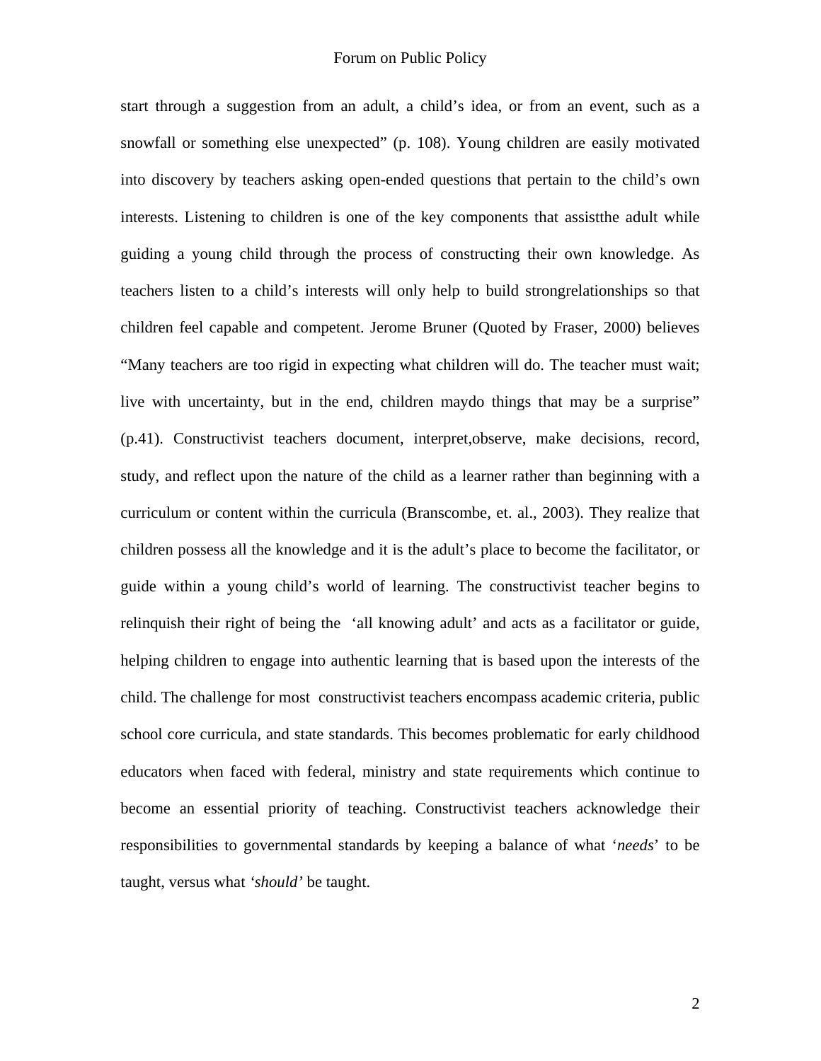start through a suggestion from an adult, a child's idea, or from an event, such as a snowfall or something else unexpected" (p. 108). Young children are easily motivated into discovery by teachers asking open-ended questions that pertain to the child's own interests. Listening to children is one of the key components that assistthe adult while guiding a young child through the process of constructing their own knowledge. As teachers listen to a child's interests will only help to build strongrelationships so that children feel capable and competent. Jerome Bruner (Quoted by Fraser, 2000) believes "Many teachers are too rigid in expecting what children will do. The teacher must wait; live with uncertainty, but in the end, children maydo things that may be a surprise" (p.41). Constructivist teachers document, interpret,observe, make decisions, record, study, and reflect upon the nature of the child as a learner rather than beginning with a curriculum or content within the curricula (Branscombe, et. al., 2003). They realize that children possess all the knowledge and it is the adult's place to become the facilitator, or guide within a young child's world of learning. The constructivist teacher begins to relinquish their right of being the 'all knowing adult' and acts as a facilitator or guide, helping children to engage into authentic learning that is based upon the interests of the child. The challenge for most constructivist teachers encompass academic criteria, public school core curricula, and state standards. This becomes problematic for early childhood educators when faced with federal, ministry and state requirements which continue to become an essential priority of teaching. Constructivist teachers acknowledge their responsibilities to governmental standards by keeping a balance of what '*needs*' to be taught, versus what *'should'* be taught.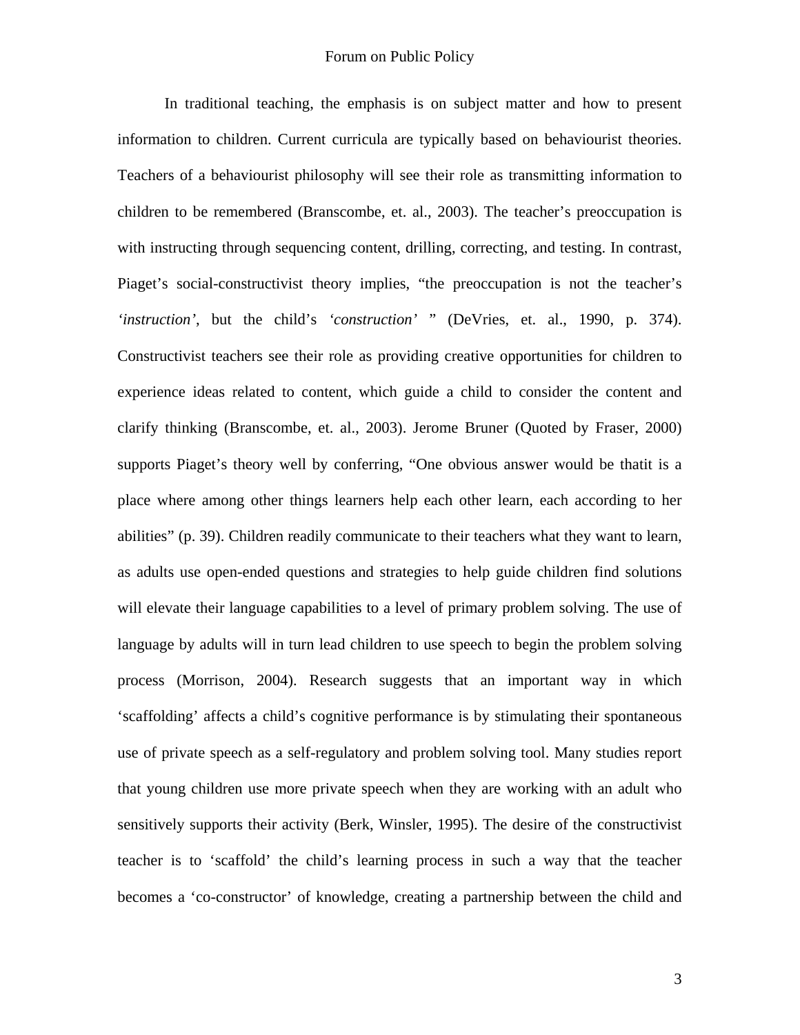In traditional teaching, the emphasis is on subject matter and how to present information to children. Current curricula are typically based on behaviourist theories. Teachers of a behaviourist philosophy will see their role as transmitting information to children to be remembered (Branscombe, et. al., 2003). The teacher's preoccupation is with instructing through sequencing content, drilling, correcting, and testing. In contrast, Piaget's social-constructivist theory implies, "the preoccupation is not the teacher's *'instruction'*, but the child's *'construction'* " (DeVries, et. al., 1990, p. 374). Constructivist teachers see their role as providing creative opportunities for children to experience ideas related to content, which guide a child to consider the content and clarify thinking (Branscombe, et. al., 2003). Jerome Bruner (Quoted by Fraser, 2000) supports Piaget's theory well by conferring, "One obvious answer would be thatit is a place where among other things learners help each other learn, each according to her abilities" (p. 39). Children readily communicate to their teachers what they want to learn, as adults use open-ended questions and strategies to help guide children find solutions will elevate their language capabilities to a level of primary problem solving. The use of language by adults will in turn lead children to use speech to begin the problem solving process (Morrison, 2004). Research suggests that an important way in which 'scaffolding' affects a child's cognitive performance is by stimulating their spontaneous use of private speech as a self-regulatory and problem solving tool. Many studies report that young children use more private speech when they are working with an adult who sensitively supports their activity (Berk, Winsler, 1995). The desire of the constructivist teacher is to 'scaffold' the child's learning process in such a way that the teacher becomes a 'co-constructor' of knowledge, creating a partnership between the child and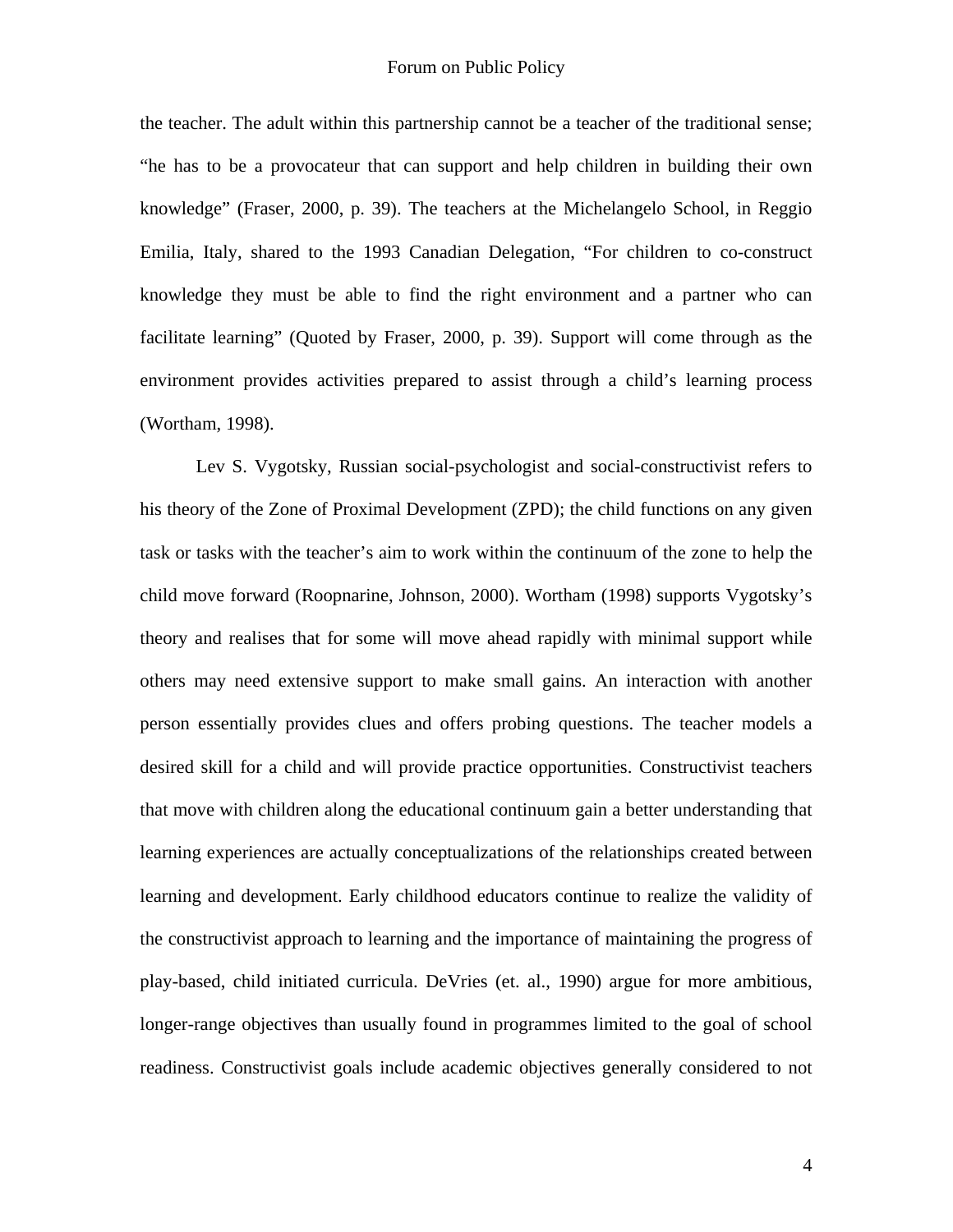the teacher. The adult within this partnership cannot be a teacher of the traditional sense; "he has to be a provocateur that can support and help children in building their own knowledge" (Fraser, 2000, p. 39). The teachers at the Michelangelo School, in Reggio Emilia, Italy, shared to the 1993 Canadian Delegation, "For children to co-construct knowledge they must be able to find the right environment and a partner who can facilitate learning" (Quoted by Fraser, 2000, p. 39). Support will come through as the environment provides activities prepared to assist through a child's learning process (Wortham, 1998).

Lev S. Vygotsky, Russian social-psychologist and social-constructivist refers to his theory of the Zone of Proximal Development (ZPD); the child functions on any given task or tasks with the teacher's aim to work within the continuum of the zone to help the child move forward (Roopnarine, Johnson, 2000). Wortham (1998) supports Vygotsky's theory and realises that for some will move ahead rapidly with minimal support while others may need extensive support to make small gains. An interaction with another person essentially provides clues and offers probing questions. The teacher models a desired skill for a child and will provide practice opportunities. Constructivist teachers that move with children along the educational continuum gain a better understanding that learning experiences are actually conceptualizations of the relationships created between learning and development. Early childhood educators continue to realize the validity of the constructivist approach to learning and the importance of maintaining the progress of play-based, child initiated curricula. DeVries (et. al., 1990) argue for more ambitious, longer-range objectives than usually found in programmes limited to the goal of school readiness. Constructivist goals include academic objectives generally considered to not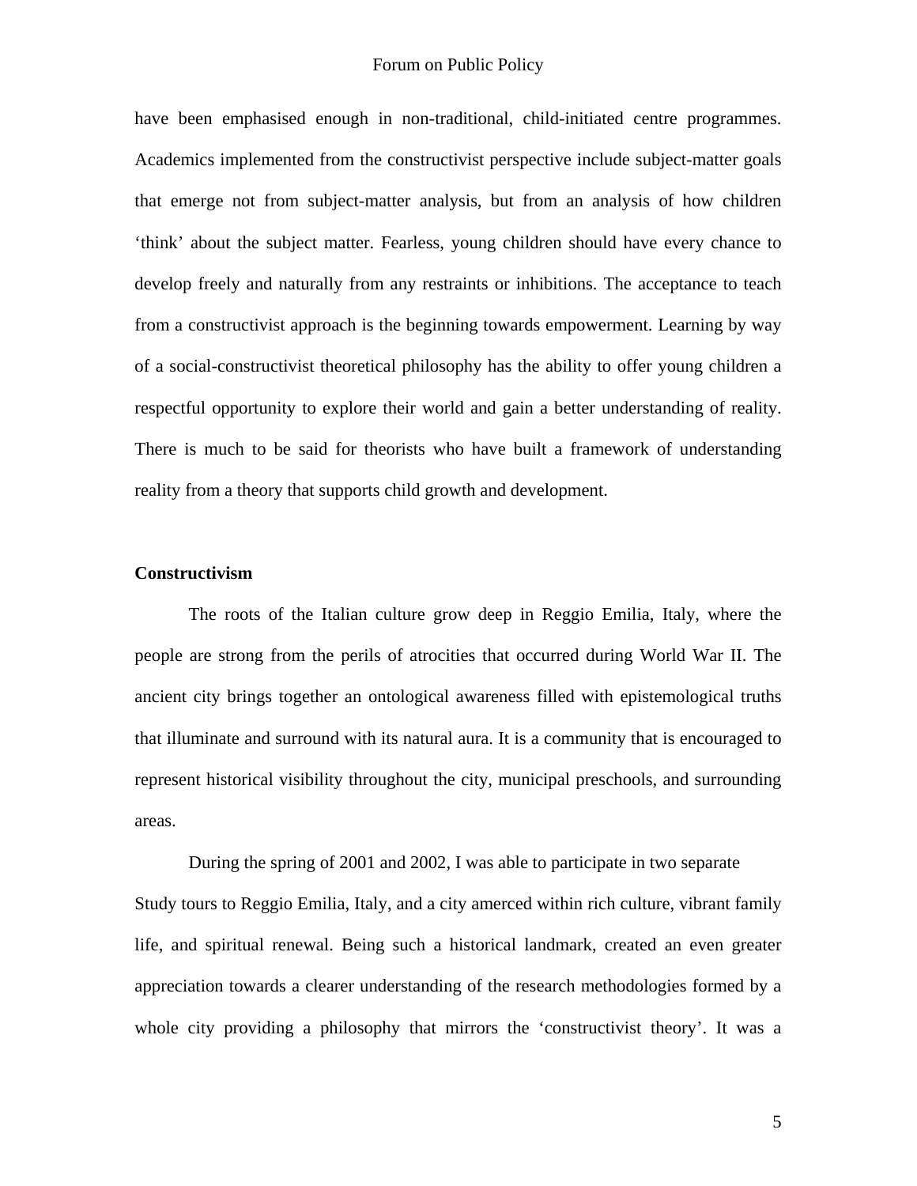have been emphasised enough in non-traditional, child-initiated centre programmes. Academics implemented from the constructivist perspective include subject-matter goals that emerge not from subject-matter analysis, but from an analysis of how children 'think' about the subject matter. Fearless, young children should have every chance to develop freely and naturally from any restraints or inhibitions. The acceptance to teach from a constructivist approach is the beginning towards empowerment. Learning by way of a social-constructivist theoretical philosophy has the ability to offer young children a respectful opportunity to explore their world and gain a better understanding of reality. There is much to be said for theorists who have built a framework of understanding reality from a theory that supports child growth and development.

**Constructivism**

The roots of the Italian culture grow deep in Reggio Emilia, Italy, where the people are strong from the perils of atrocities that occurred during World War II. The ancient city brings together an ontological awareness filled with epistemological truths that illuminate and surround with its natural aura. It is a community that is encouraged to represent historical visibility throughout the city, municipal preschools, and surrounding areas.

During the spring of 2001 and 2002, I was able to participate in two separate Study tours to Reggio Emilia, Italy, and a city amerced within rich culture, vibrant family life, and spiritual renewal. Being such a historical landmark, created an even greater appreciation towards a clearer understanding of the research methodologies formed by a whole city providing a philosophy that mirrors the 'constructivist theory'. It was a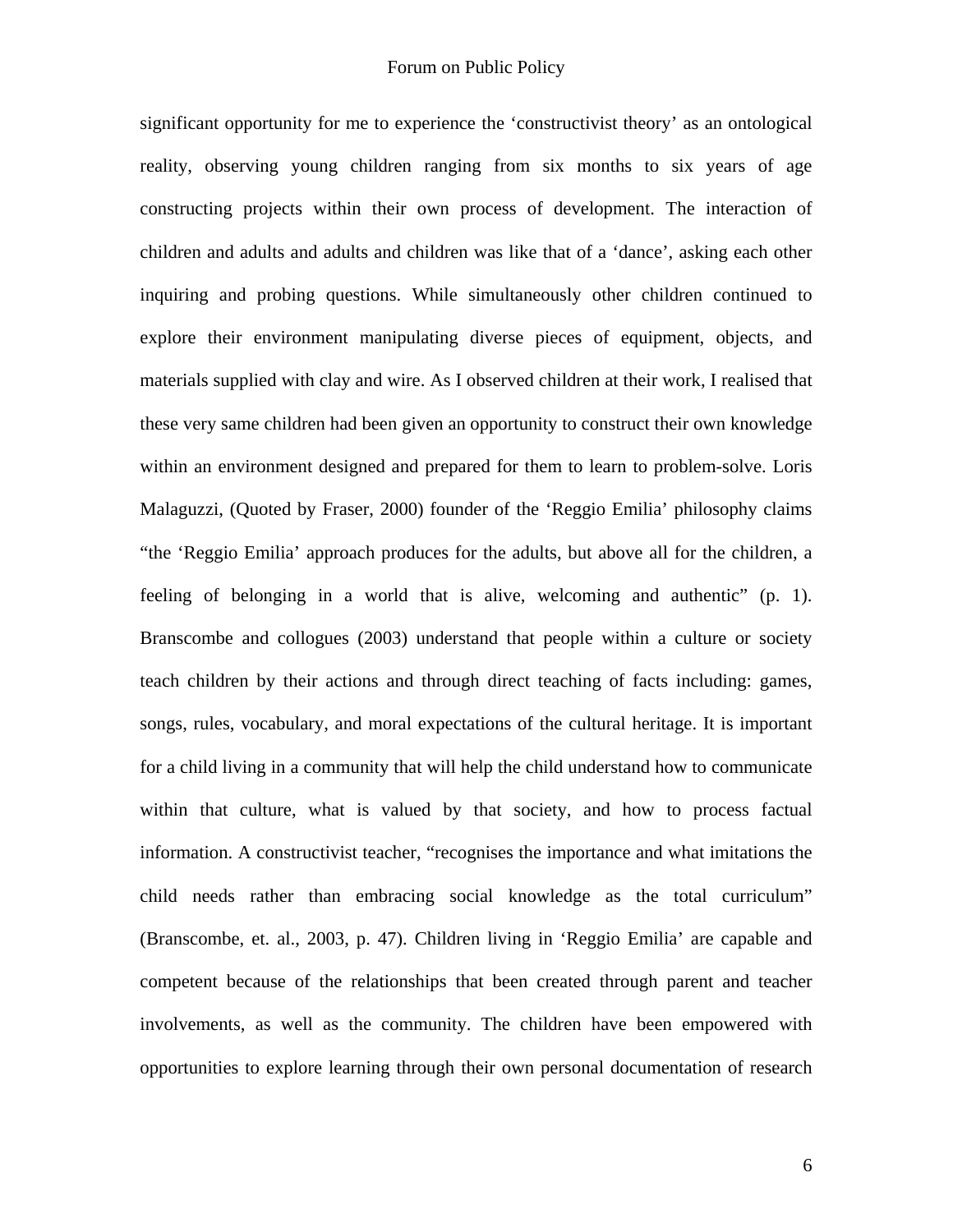significant opportunity for me to experience the 'constructivist theory' as an ontological reality, observing young children ranging from six months to six years of age constructing projects within their own process of development. The interaction of children and adults and adults and children was like that of a 'dance', asking each other inquiring and probing questions. While simultaneously other children continued to explore their environment manipulating diverse pieces of equipment, objects, and materials supplied with clay and wire. As I observed children at their work, I realised that these very same children had been given an opportunity to construct their own knowledge within an environment designed and prepared for them to learn to problem-solve. Loris Malaguzzi, (Quoted by Fraser, 2000) founder of the 'Reggio Emilia' philosophy claims "the 'Reggio Emilia' approach produces for the adults, but above all for the children, a feeling of belonging in a world that is alive, welcoming and authentic" (p. 1). Branscombe and collogues (2003) understand that people within a culture or society teach children by their actions and through direct teaching of facts including: games, songs, rules, vocabulary, and moral expectations of the cultural heritage. It is important for a child living in a community that will help the child understand how to communicate within that culture, what is valued by that society, and how to process factual information. A constructivist teacher, "recognises the importance and what imitations the child needs rather than embracing social knowledge as the total curriculum" (Branscombe, et. al., 2003, p. 47). Children living in 'Reggio Emilia' are capable and competent because of the relationships that been created through parent and teacher involvements, as well as the community. The children have been empowered with opportunities to explore learning through their own personal documentation of research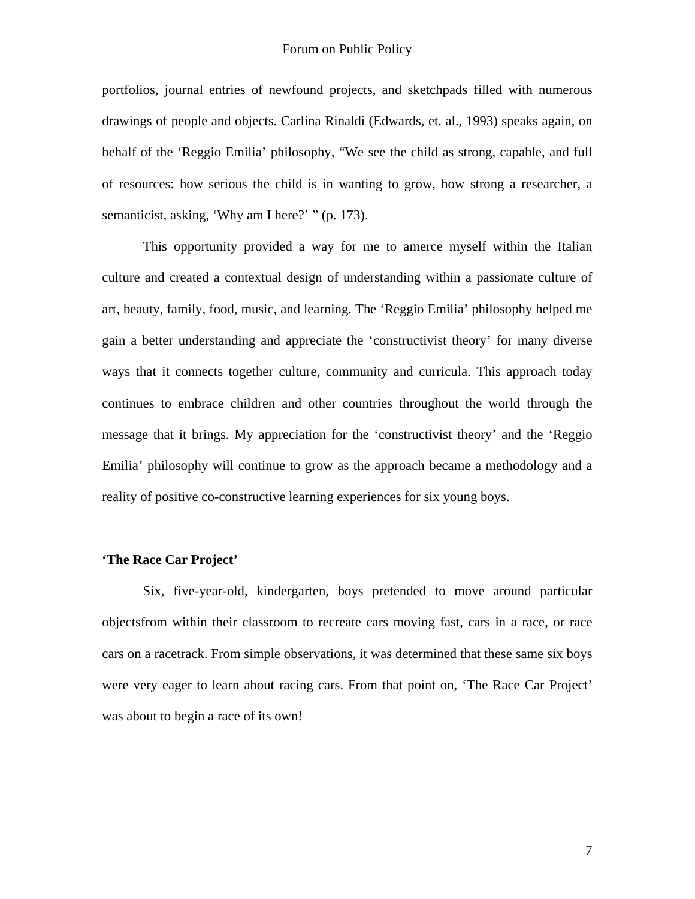portfolios, journal entries of newfound projects, and sketchpads filled with numerous drawings of people and objects. Carlina Rinaldi (Edwards, et. al., 1993) speaks again, on behalf of the 'Reggio Emilia' philosophy, "We see the child as strong, capable, and full of resources: how serious the child is in wanting to grow, how strong a researcher, a semanticist, asking, 'Why am I here?' " (p. 173).

This opportunity provided a way for me to amerce myself within the Italian culture and created a contextual design of understanding within a passionate culture of art, beauty, family, food, music, and learning. The 'Reggio Emilia' philosophy helped me gain a better understanding and appreciate the 'constructivist theory' for many diverse ways that it connects together culture, community and curricula. This approach today continues to embrace children and other countries throughout the world through the message that it brings. My appreciation for the 'constructivist theory' and the 'Reggio Emilia' philosophy will continue to grow as the approach became a methodology and a reality of positive co-constructive learning experiences for six young boys.

**'The Race Car Project'**

Six, five-year-old, kindergarten, boys pretended to move around particular objectsfrom within their classroom to recreate cars moving fast, cars in a race, or race cars on a racetrack. From simple observations, it was determined that these same six boys were very eager to learn about racing cars. From that point on, 'The Race Car Project' was about to begin a race of its own!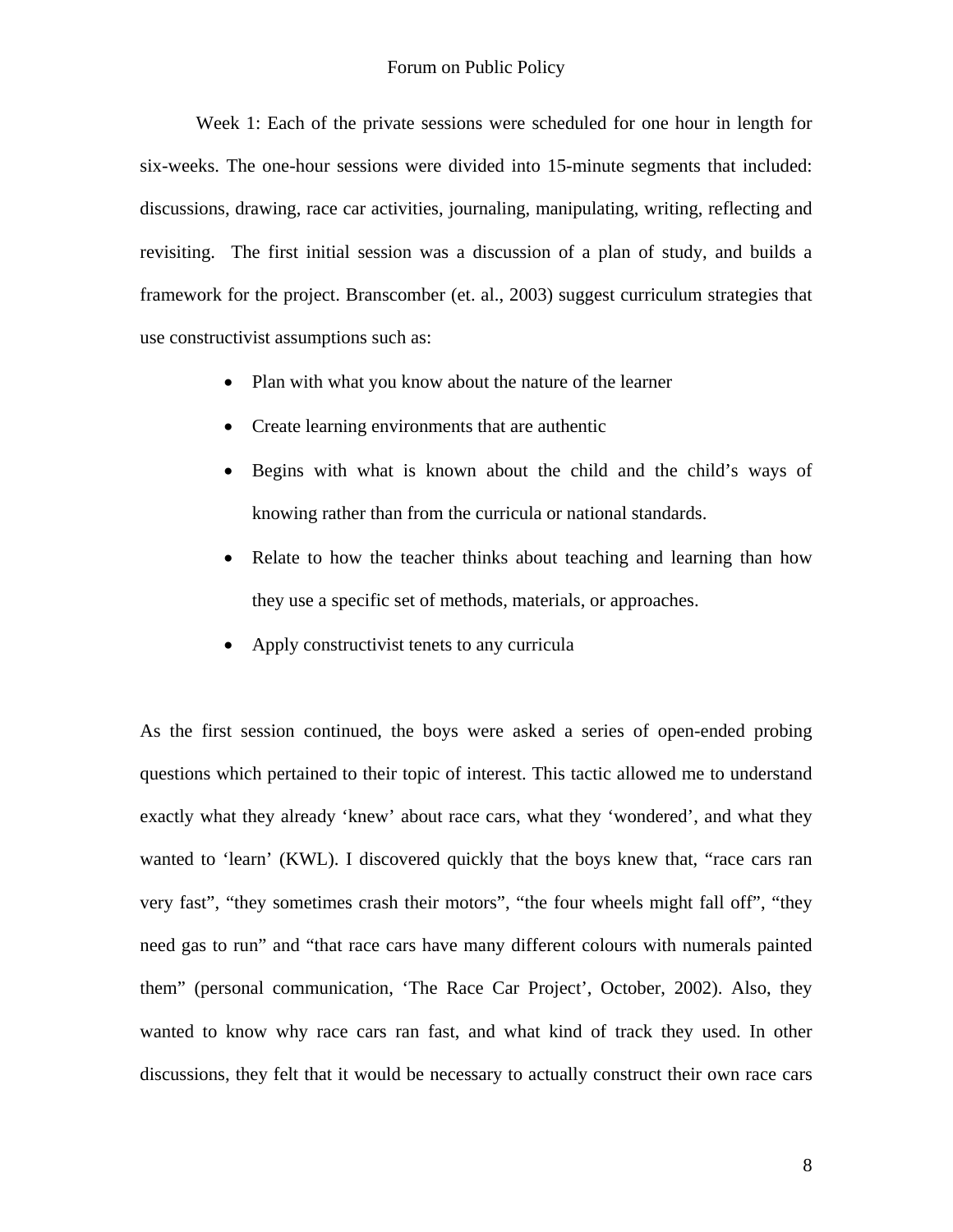Week 1: Each of the private sessions were scheduled for one hour in length for six-weeks. The one-hour sessions were divided into 15-minute segments that included: discussions, drawing, race car activities, journaling, manipulating, writing, reflecting and revisiting.  The first initial session was a discussion of a plan of study, and builds a framework for the project. Branscomber (et. al., 2003) suggest curriculum strategies that use constructivist assumptions such as:

- Plan with what you know about the nature of the learner
- Create learning environments that are authentic
- Begins with what is known about the child and the child's ways of knowing rather than from the curricula or national standards.
- Relate to how the teacher thinks about teaching and learning than how they use a specific set of methods, materials, or approaches.
- Apply constructivist tenets to any curricula

As the first session continued, the boys were asked a series of open-ended probing questions which pertained to their topic of interest. This tactic allowed me to understand exactly what they already 'knew' about race cars, what they 'wondered', and what they wanted to 'learn' (KWL). I discovered quickly that the boys knew that, "race cars ran very fast", "they sometimes crash their motors", "the four wheels might fall off", "they need gas to run" and "that race cars have many different colours with numerals painted them" (personal communication, 'The Race Car Project', October, 2002). Also, they wanted to know why race cars ran fast, and what kind of track they used. In other discussions, they felt that it would be necessary to actually construct their own race cars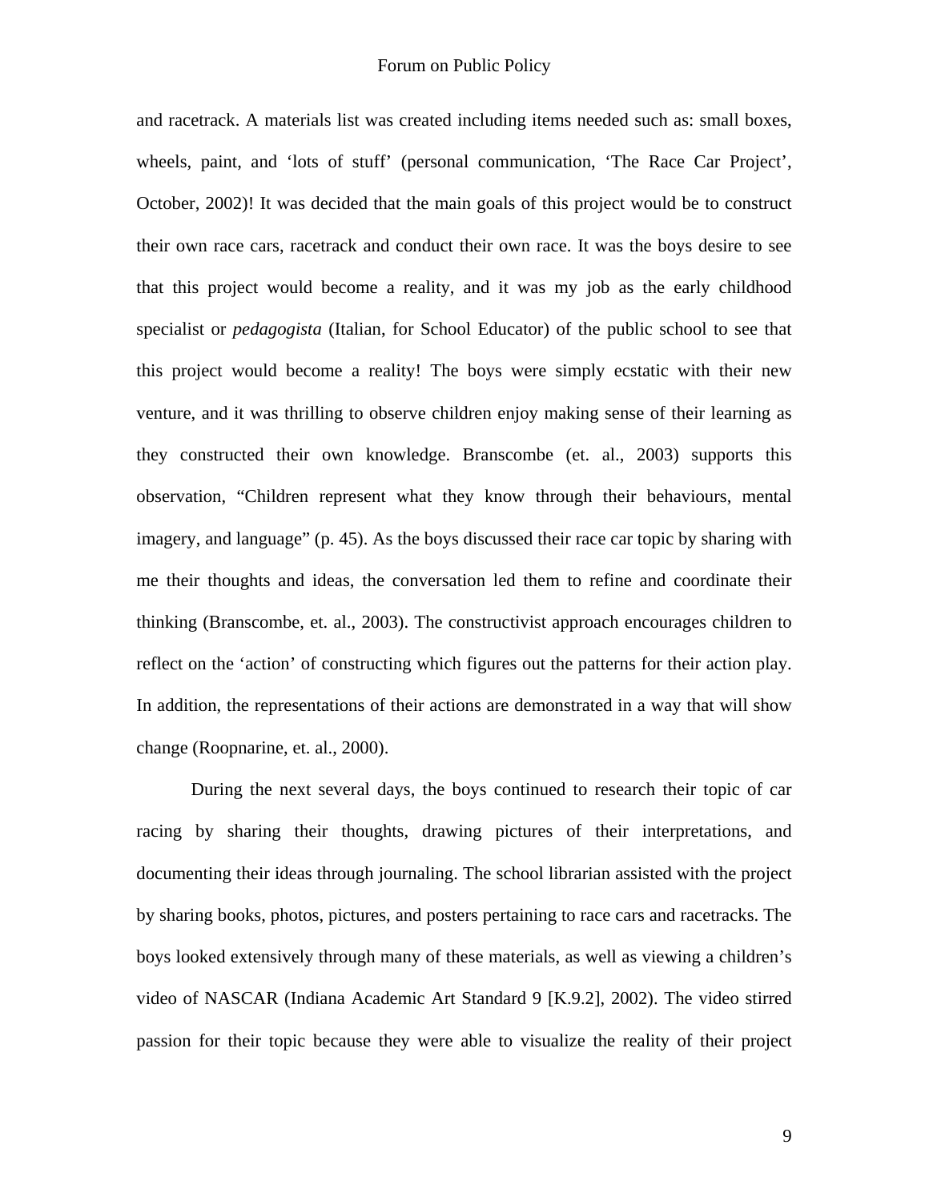and racetrack. A materials list was created including items needed such as: small boxes, wheels, paint, and 'lots of stuff' (personal communication, 'The Race Car Project', October, 2002)! It was decided that the main goals of this project would be to construct their own race cars, racetrack and conduct their own race. It was the boys desire to see that this project would become a reality, and it was my job as the early childhood specialist or *pedagogista* (Italian, for School Educator) of the public school to see that this project would become a reality! The boys were simply ecstatic with their new venture, and it was thrilling to observe children enjoy making sense of their learning as they constructed their own knowledge. Branscombe (et. al., 2003) supports this observation, "Children represent what they know through their behaviours, mental imagery, and language" (p. 45). As the boys discussed their race car topic by sharing with me their thoughts and ideas, the conversation led them to refine and coordinate their thinking (Branscombe, et. al., 2003). The constructivist approach encourages children to reflect on the 'action' of constructing which figures out the patterns for their action play. In addition, the representations of their actions are demonstrated in a way that will show change (Roopnarine, et. al., 2000).

During the next several days, the boys continued to research their topic of car racing by sharing their thoughts, drawing pictures of their interpretations, and documenting their ideas through journaling. The school librarian assisted with the project by sharing books, photos, pictures, and posters pertaining to race cars and racetracks. The boys looked extensively through many of these materials, as well as viewing a children's video of NASCAR (Indiana Academic Art Standard 9 [K.9.2], 2002). The video stirred passion for their topic because they were able to visualize the reality of their project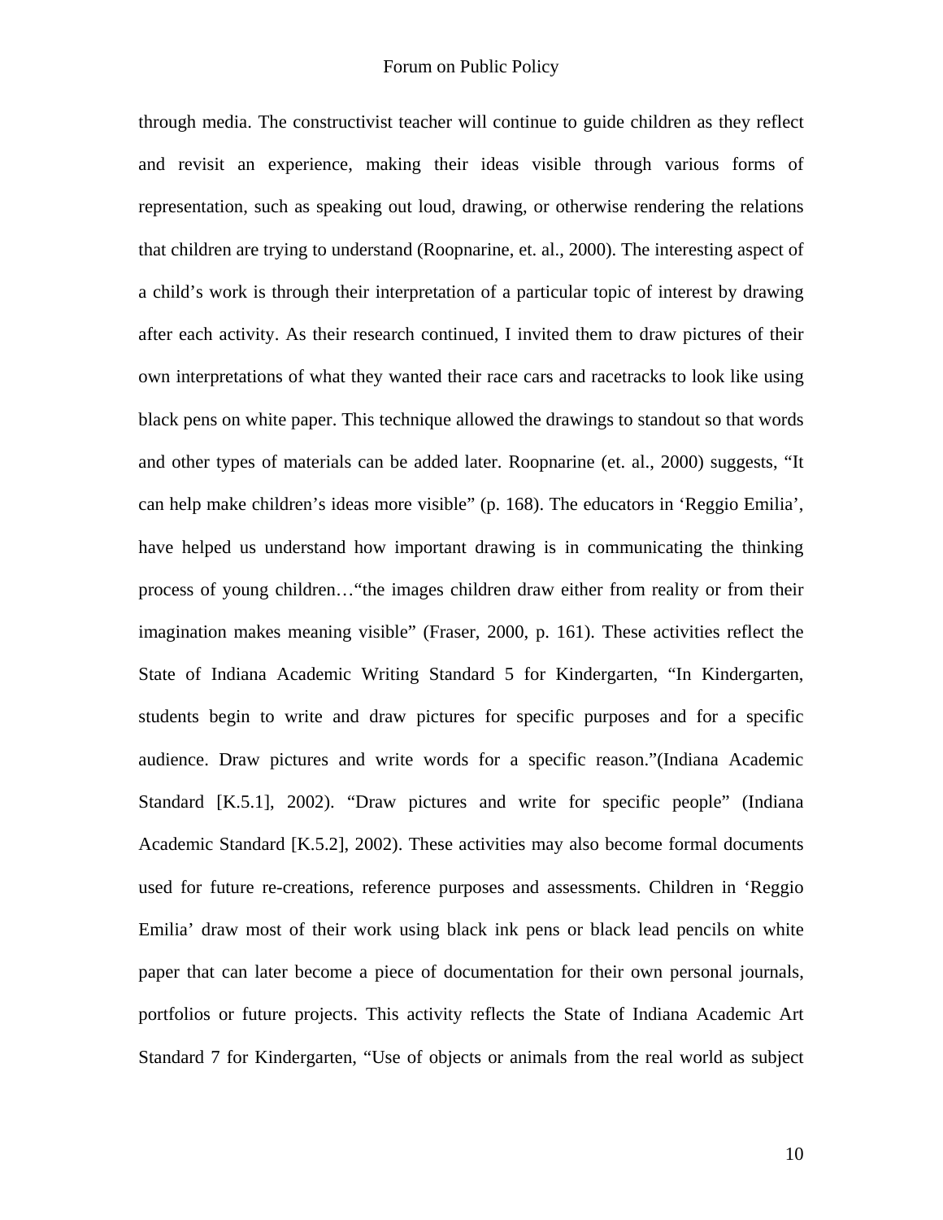through media. The constructivist teacher will continue to guide children as they reflect and revisit an experience, making their ideas visible through various forms of representation, such as speaking out loud, drawing, or otherwise rendering the relations that children are trying to understand (Roopnarine, et. al., 2000). The interesting aspect of a child's work is through their interpretation of a particular topic of interest by drawing after each activity. As their research continued, I invited them to draw pictures of their own interpretations of what they wanted their race cars and racetracks to look like using black pens on white paper. This technique allowed the drawings to standout so that words and other types of materials can be added later. Roopnarine (et. al., 2000) suggests, "It can help make children's ideas more visible" (p. 168). The educators in 'Reggio Emilia', have helped us understand how important drawing is in communicating the thinking process of young children…"the images children draw either from reality or from their imagination makes meaning visible" (Fraser, 2000, p. 161). These activities reflect the State of Indiana Academic Writing Standard 5 for Kindergarten, "In Kindergarten, students begin to write and draw pictures for specific purposes and for a specific audience. Draw pictures and write words for a specific reason."(Indiana Academic Standard [K.5.1], 2002). "Draw pictures and write for specific people" (Indiana Academic Standard [K.5.2], 2002). These activities may also become formal documents used for future re-creations, reference purposes and assessments. Children in 'Reggio Emilia' draw most of their work using black ink pens or black lead pencils on white paper that can later become a piece of documentation for their own personal journals, portfolios or future projects. This activity reflects the State of Indiana Academic Art Standard 7 for Kindergarten, "Use of objects or animals from the real world as subject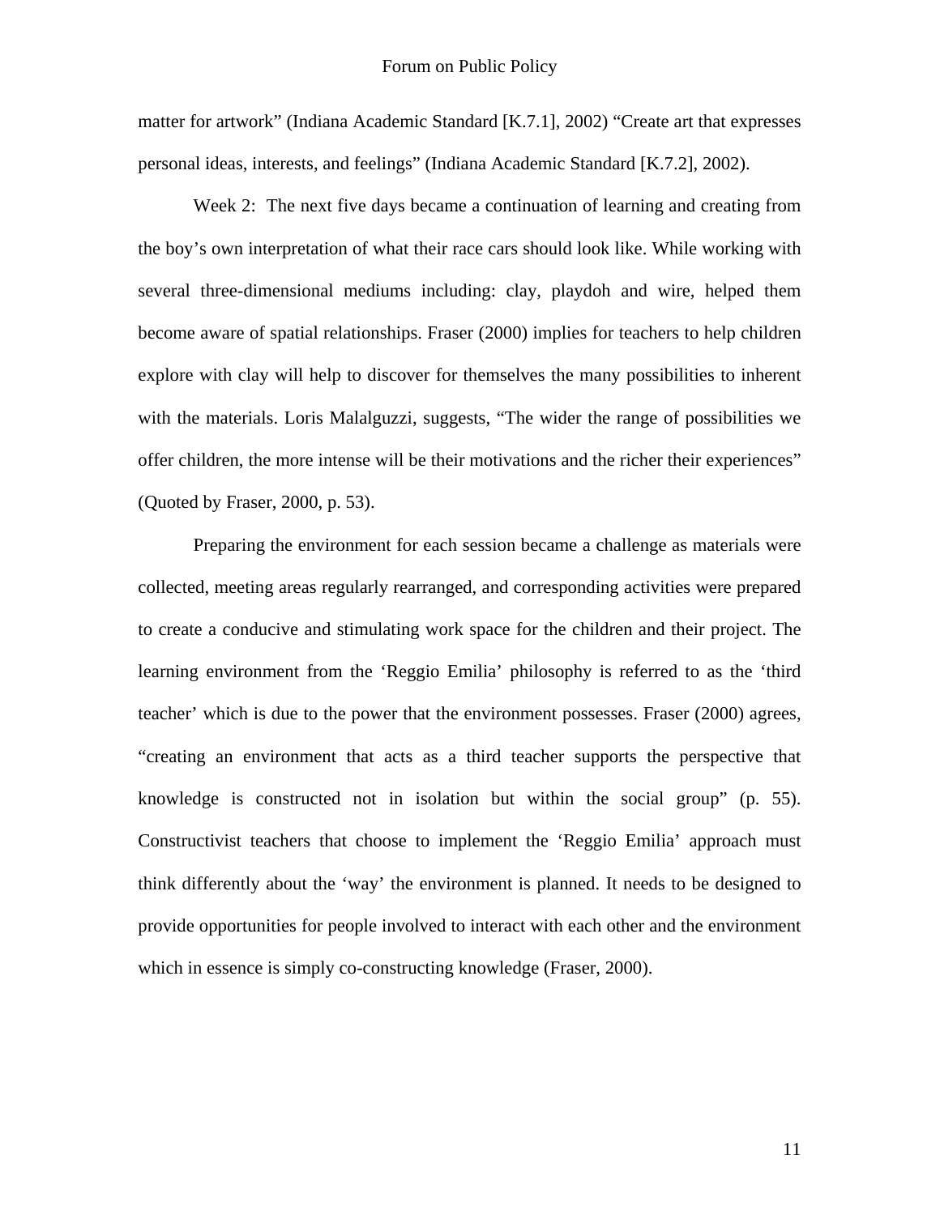matter for artwork" (Indiana Academic Standard [K.7.1], 2002) "Create art that expresses personal ideas, interests, and feelings" (Indiana Academic Standard [K.7.2], 2002).

Week 2: The next five days became a continuation of learning and creating from the boy's own interpretation of what their race cars should look like. While working with several three-dimensional mediums including: clay, playdoh and wire, helped them become aware of spatial relationships. Fraser (2000) implies for teachers to help children explore with clay will help to discover for themselves the many possibilities to inherent with the materials. Loris Malalguzzi, suggests, "The wider the range of possibilities we offer children, the more intense will be their motivations and the richer their experiences" (Quoted by Fraser, 2000, p. 53).

Preparing the environment for each session became a challenge as materials were collected, meeting areas regularly rearranged, and corresponding activities were prepared to create a conducive and stimulating work space for the children and their project. The learning environment from the 'Reggio Emilia' philosophy is referred to as the 'third teacher' which is due to the power that the environment possesses. Fraser (2000) agrees, "creating an environment that acts as a third teacher supports the perspective that knowledge is constructed not in isolation but within the social group" (p. 55). Constructivist teachers that choose to implement the 'Reggio Emilia' approach must think differently about the 'way' the environment is planned. It needs to be designed to provide opportunities for people involved to interact with each other and the environment which in essence is simply co-constructing knowledge (Fraser, 2000).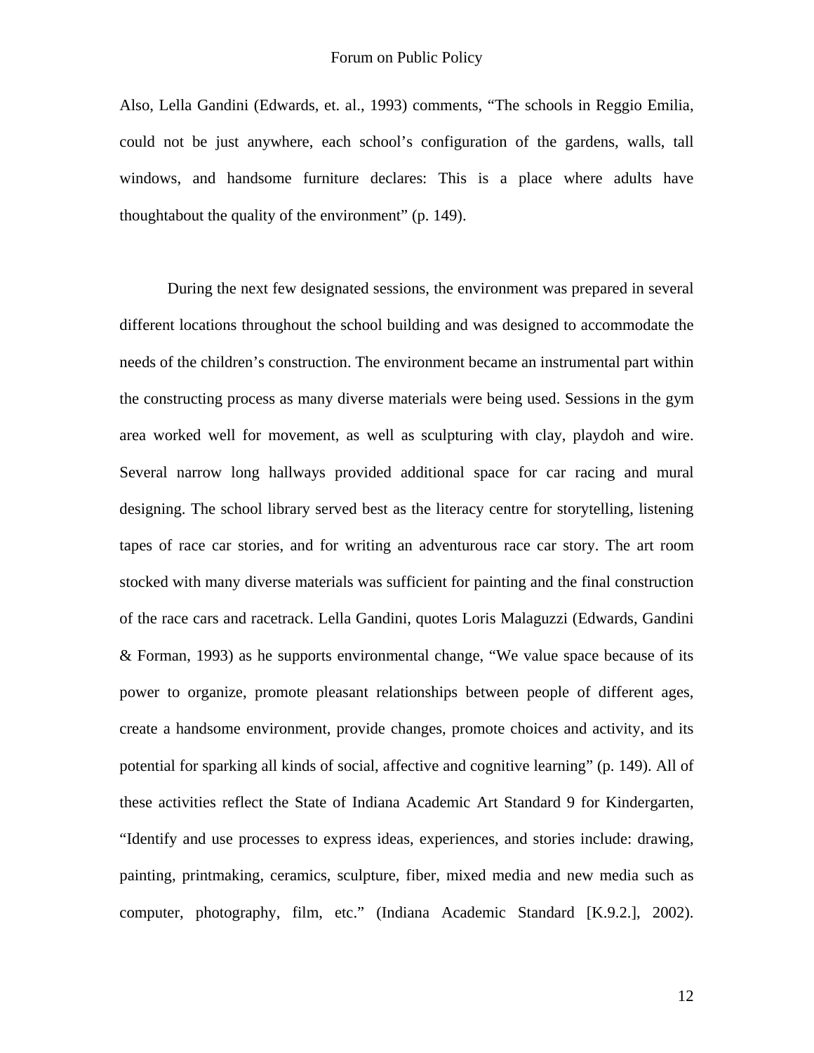Also, Lella Gandini (Edwards, et. al., 1993) comments, "The schools in Reggio Emilia, could not be just anywhere, each school's configuration of the gardens, walls, tall windows, and handsome furniture declares: This is a place where adults have thoughtabout the quality of the environment" (p. 149).

During the next few designated sessions, the environment was prepared in several different locations throughout the school building and was designed to accommodate the needs of the children's construction. The environment became an instrumental part within the constructing process as many diverse materials were being used. Sessions in the gym area worked well for movement, as well as sculpturing with clay, playdoh and wire. Several narrow long hallways provided additional space for car racing and mural designing. The school library served best as the literacy centre for storytelling, listening tapes of race car stories, and for writing an adventurous race car story. The art room stocked with many diverse materials was sufficient for painting and the final construction of the race cars and racetrack. Lella Gandini, quotes Loris Malaguzzi (Edwards, Gandini & Forman, 1993) as he supports environmental change, "We value space because of its power to organize, promote pleasant relationships between people of different ages, create a handsome environment, provide changes, promote choices and activity, and its potential for sparking all kinds of social, affective and cognitive learning" (p. 149). All of these activities reflect the State of Indiana Academic Art Standard 9 for Kindergarten, "Identify and use processes to express ideas, experiences, and stories include: drawing, painting, printmaking, ceramics, sculpture, fiber, mixed media and new media such as computer, photography, film, etc." (Indiana Academic Standard [K.9.2.], 2002).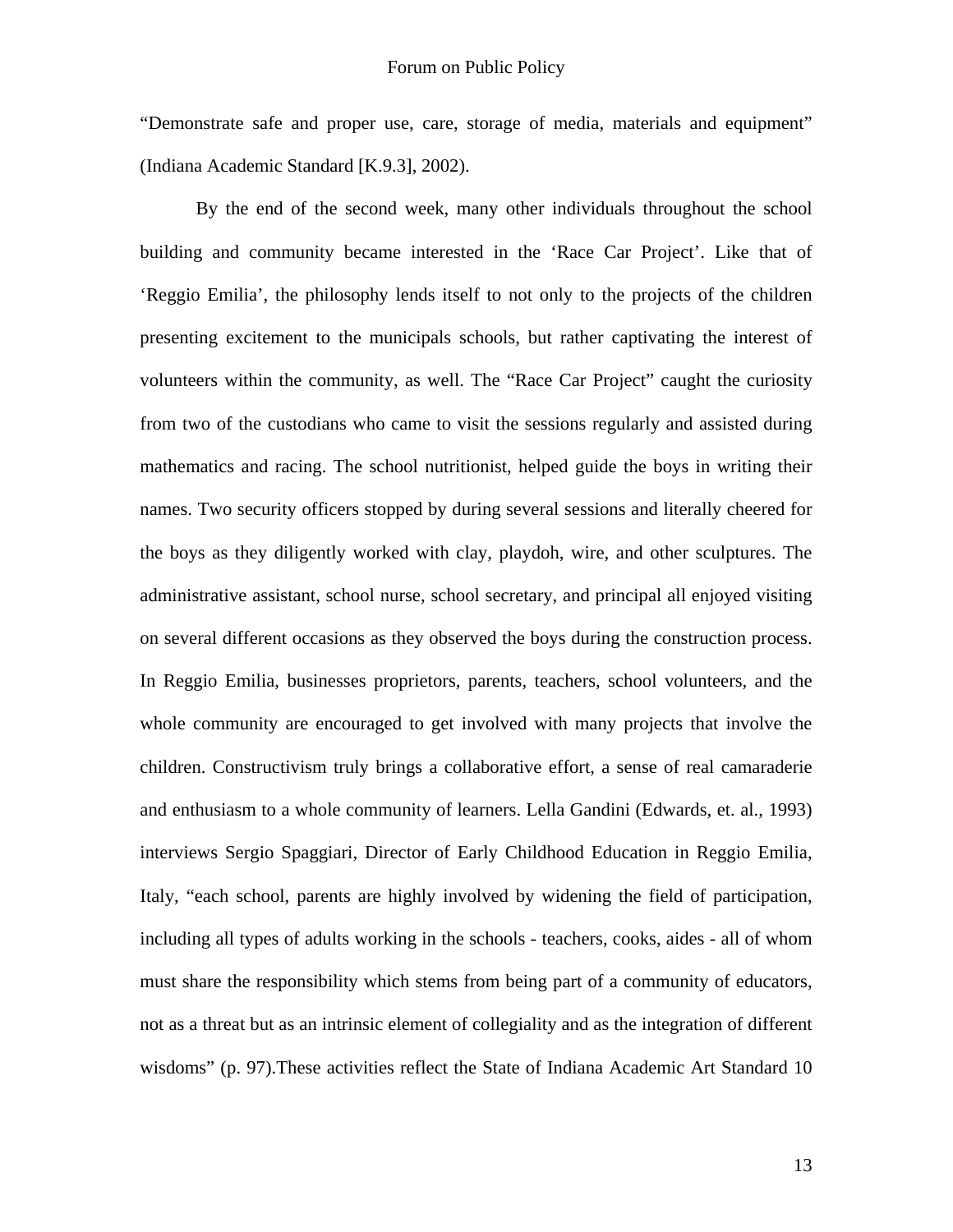“Demonstrate safe and proper use, care, storage of media, materials and equipment” (Indiana Academic Standard [K.9.3], 2002).

By the end of the second week, many other individuals throughout the school building and community became interested in the ‘Race Car Project’. Like that of ‘Reggio Emilia’, the philosophy lends itself to not only to the projects of the children presenting excitement to the municipals schools, but rather captivating the interest of volunteers within the community, as well. The “Race Car Project” caught the curiosity from two of the custodians who came to visit the sessions regularly and assisted during mathematics and racing. The school nutritionist, helped guide the boys in writing their names. Two security officers stopped by during several sessions and literally cheered for the boys as they diligently worked with clay, playdoh, wire, and other sculptures. The administrative assistant, school nurse, school secretary, and principal all enjoyed visiting on several different occasions as they observed the boys during the construction process. In Reggio Emilia, businesses proprietors, parents, teachers, school volunteers, and the whole community are encouraged to get involved with many projects that involve the children. Constructivism truly brings a collaborative effort, a sense of real camaraderie and enthusiasm to a whole community of learners. Lella Gandini (Edwards, et. al., 1993) interviews Sergio Spaggiari, Director of Early Childhood Education in Reggio Emilia, Italy, “each school, parents are highly involved by widening the field of participation, including all types of adults working in the schools - teachers, cooks, aides - all of whom must share the responsibility which stems from being part of a community of educators, not as a threat but as an intrinsic element of collegiality and as the integration of different wisdoms” (p. 97).These activities reflect the State of Indiana Academic Art Standard 10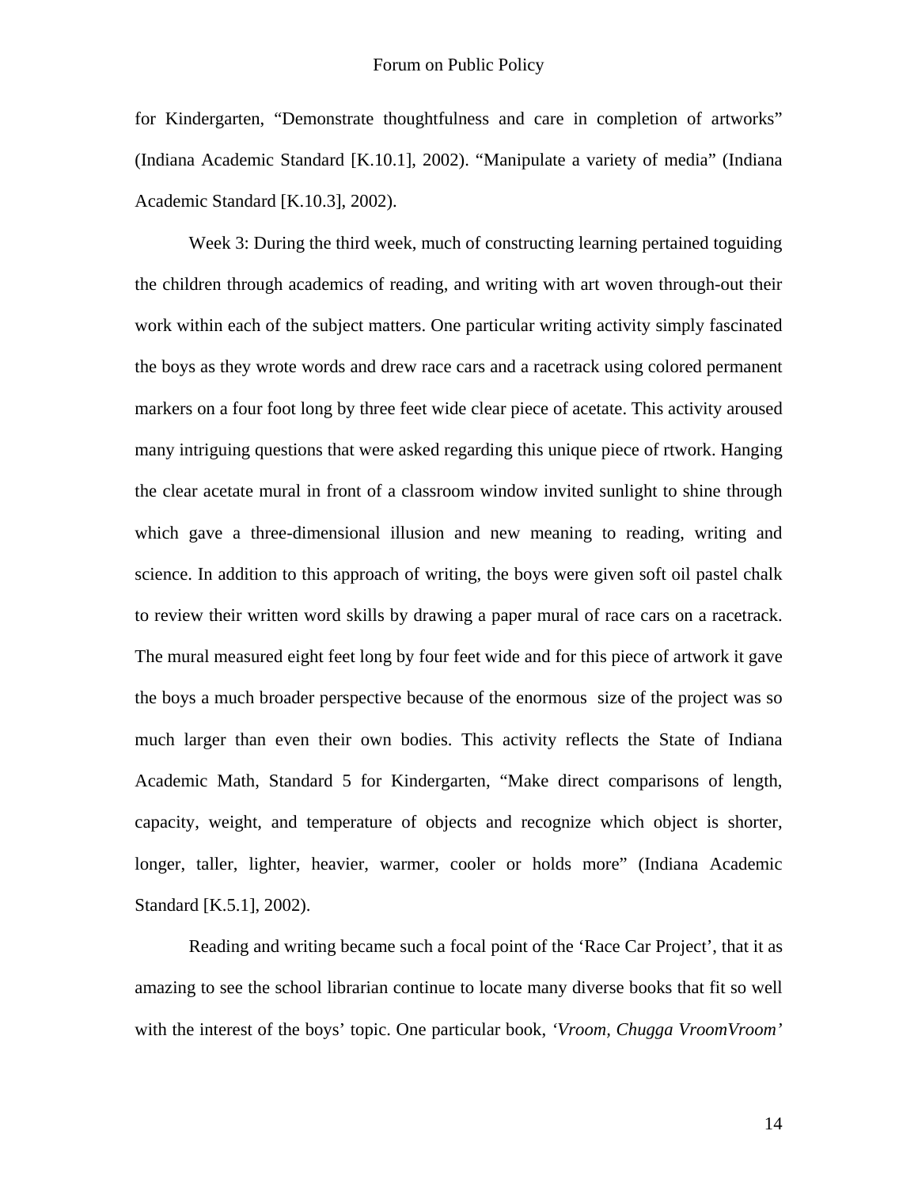for Kindergarten, "Demonstrate thoughtfulness and care in completion of artworks" (Indiana Academic Standard [K.10.1], 2002). "Manipulate a variety of media" (Indiana Academic Standard [K.10.3], 2002).

Week 3: During the third week, much of constructing learning pertained toguiding the children through academics of reading, and writing with art woven through-out their work within each of the subject matters. One particular writing activity simply fascinated the boys as they wrote words and drew race cars and a racetrack using colored permanent markers on a four foot long by three feet wide clear piece of acetate. This activity aroused many intriguing questions that were asked regarding this unique piece of rtwork. Hanging the clear acetate mural in front of a classroom window invited sunlight to shine through which gave a three-dimensional illusion and new meaning to reading, writing and science. In addition to this approach of writing, the boys were given soft oil pastel chalk to review their written word skills by drawing a paper mural of race cars on a racetrack. The mural measured eight feet long by four feet wide and for this piece of artwork it gave the boys a much broader perspective because of the enormous size of the project was so much larger than even their own bodies. This activity reflects the State of Indiana Academic Math, Standard 5 for Kindergarten, "Make direct comparisons of length, capacity, weight, and temperature of objects and recognize which object is shorter, longer, taller, lighter, heavier, warmer, cooler or holds more" (Indiana Academic Standard [K.5.1], 2002).

Reading and writing became such a focal point of the 'Race Car Project', that it as amazing to see the school librarian continue to locate many diverse books that fit so well with the interest of the boys' topic. One particular book, *'Vroom, Chugga VroomVroom'*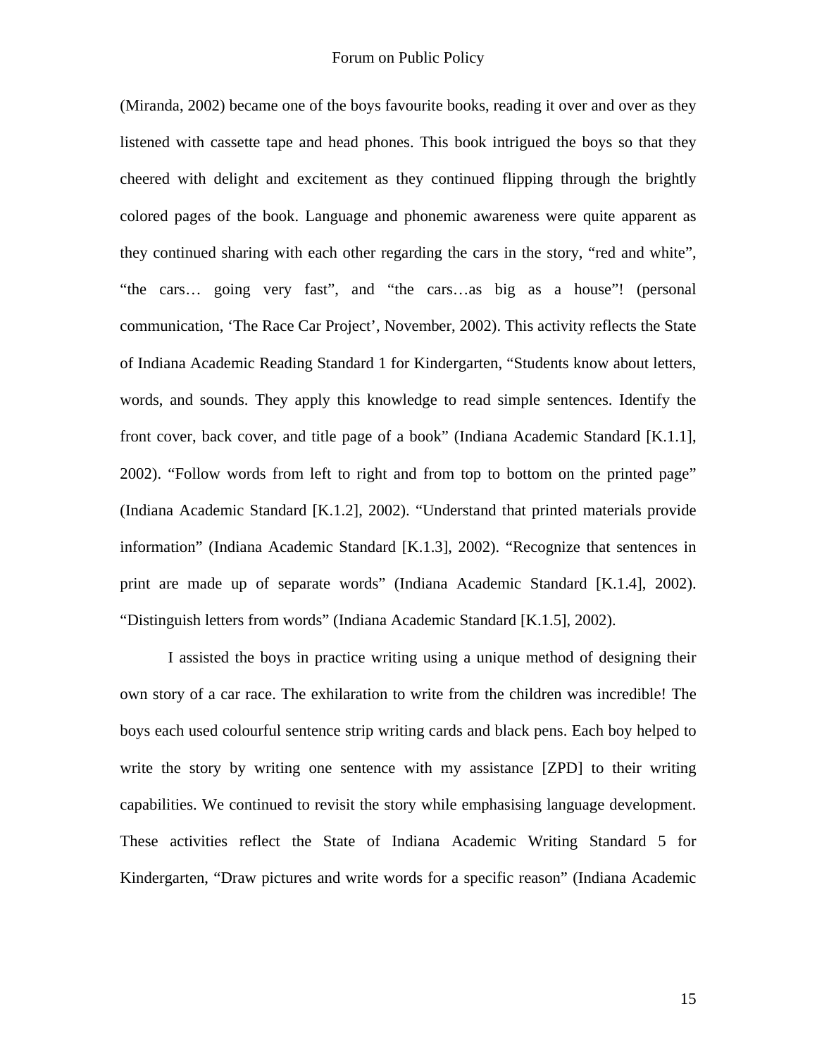(Miranda, 2002) became one of the boys favourite books, reading it over and over as they listened with cassette tape and head phones. This book intrigued the boys so that they cheered with delight and excitement as they continued flipping through the brightly colored pages of the book. Language and phonemic awareness were quite apparent as they continued sharing with each other regarding the cars in the story, "red and white", "the cars… going very fast", and "the cars…as big as a house"! (personal communication, 'The Race Car Project', November, 2002). This activity reflects the State of Indiana Academic Reading Standard 1 for Kindergarten, "Students know about letters, words, and sounds. They apply this knowledge to read simple sentences. Identify the front cover, back cover, and title page of a book" (Indiana Academic Standard [K.1.1], 2002). "Follow words from left to right and from top to bottom on the printed page" (Indiana Academic Standard [K.1.2], 2002). "Understand that printed materials provide information" (Indiana Academic Standard [K.1.3], 2002). "Recognize that sentences in print are made up of separate words" (Indiana Academic Standard [K.1.4], 2002). "Distinguish letters from words" (Indiana Academic Standard [K.1.5], 2002).

I assisted the boys in practice writing using a unique method of designing their own story of a car race. The exhilaration to write from the children was incredible! The boys each used colourful sentence strip writing cards and black pens. Each boy helped to write the story by writing one sentence with my assistance [ZPD] to their writing capabilities. We continued to revisit the story while emphasising language development. These activities reflect the State of Indiana Academic Writing Standard 5 for Kindergarten, "Draw pictures and write words for a specific reason" (Indiana Academic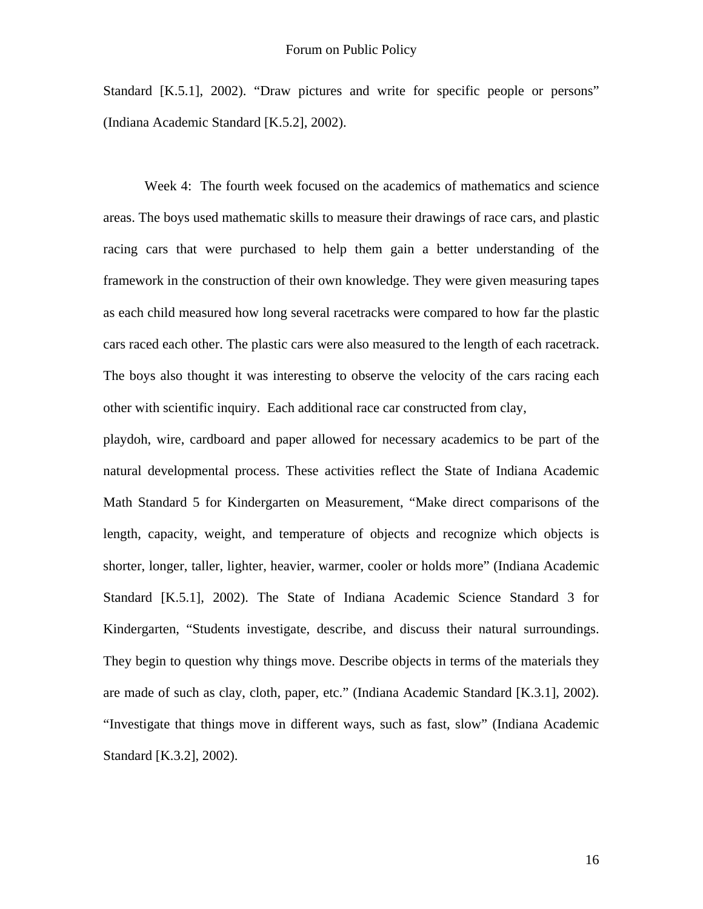Standard [K.5.1], 2002). “Draw pictures and write for specific people or persons” (Indiana Academic Standard [K.5.2], 2002).

Week 4: The fourth week focused on the academics of mathematics and science areas. The boys used mathematic skills to measure their drawings of race cars, and plastic racing cars that were purchased to help them gain a better understanding of the framework in the construction of their own knowledge. They were given measuring tapes as each child measured how long several racetracks were compared to how far the plastic cars raced each other. The plastic cars were also measured to the length of each racetrack. The boys also thought it was interesting to observe the velocity of the cars racing each other with scientific inquiry. Each additional race car constructed from clay, playdoh, wire, cardboard and paper allowed for necessary academics to be part of the natural developmental process. These activities reflect the State of Indiana Academic Math Standard 5 for Kindergarten on Measurement, “Make direct comparisons of the length, capacity, weight, and temperature of objects and recognize which objects is shorter, longer, taller, lighter, heavier, warmer, cooler or holds more” (Indiana Academic Standard [K.5.1], 2002). The State of Indiana Academic Science Standard 3 for Kindergarten, “Students investigate, describe, and discuss their natural surroundings. They begin to question why things move. Describe objects in terms of the materials they are made of such as clay, cloth, paper, etc.” (Indiana Academic Standard [K.3.1], 2002). “Investigate that things move in different ways, such as fast, slow” (Indiana Academic Standard [K.3.2], 2002).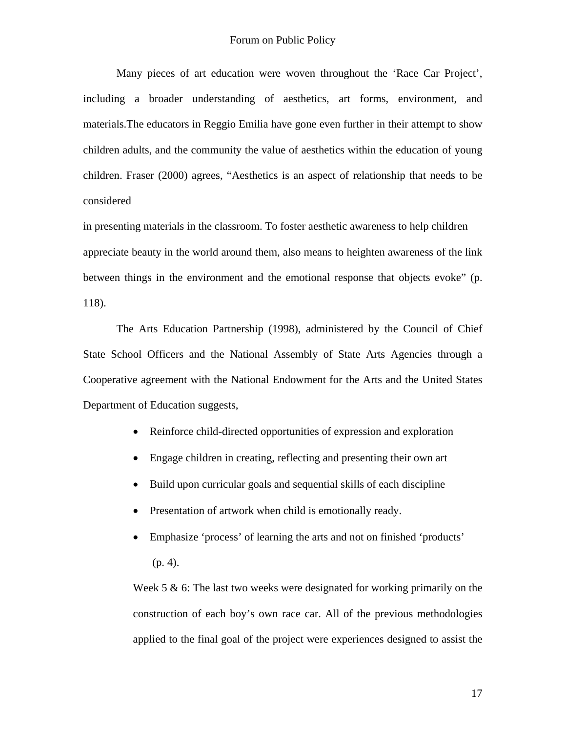Many pieces of art education were woven throughout the 'Race Car Project', including a broader understanding of aesthetics, art forms, environment, and materials.The educators in Reggio Emilia have gone even further in their attempt to show children adults, and the community the value of aesthetics within the education of young children. Fraser (2000) agrees, "Aesthetics is an aspect of relationship that needs to be considered

in presenting materials in the classroom. To foster aesthetic awareness to help children appreciate beauty in the world around them, also means to heighten awareness of the link between things in the environment and the emotional response that objects evoke" (p. 118).

The Arts Education Partnership (1998), administered by the Council of Chief State School Officers and the National Assembly of State Arts Agencies through a Cooperative agreement with the National Endowment for the Arts and the United States Department of Education suggests,

- Reinforce child-directed opportunities of expression and exploration
- Engage children in creating, reflecting and presenting their own art
- Build upon curricular goals and sequential skills of each discipline
- Presentation of artwork when child is emotionally ready.
- Emphasize 'process' of learning the arts and not on finished 'products' (p. 4).

Week 5 & 6: The last two weeks were designated for working primarily on the construction of each boy's own race car. All of the previous methodologies applied to the final goal of the project were experiences designed to assist the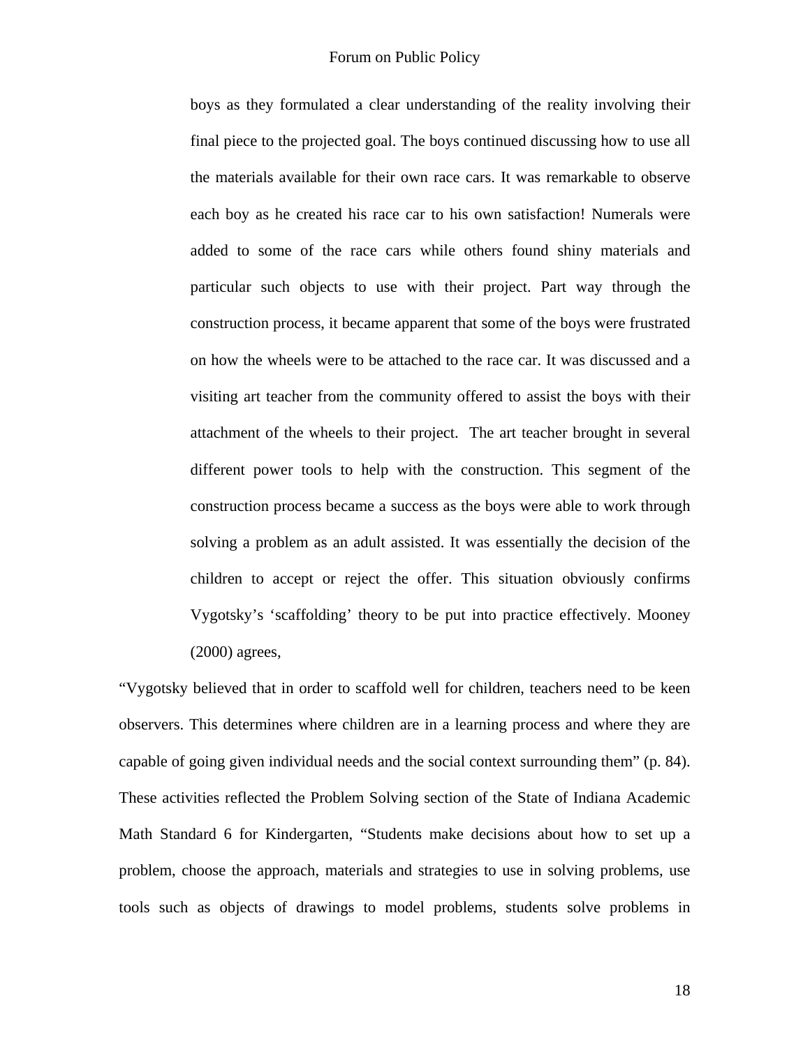boys as they formulated a clear understanding of the reality involving their final piece to the projected goal. The boys continued discussing how to use all the materials available for their own race cars. It was remarkable to observe each boy as he created his race car to his own satisfaction! Numerals were added to some of the race cars while others found shiny materials and particular such objects to use with their project. Part way through the construction process, it became apparent that some of the boys were frustrated on how the wheels were to be attached to the race car. It was discussed and a visiting art teacher from the community offered to assist the boys with their attachment of the wheels to their project. The art teacher brought in several different power tools to help with the construction. This segment of the construction process became a success as the boys were able to work through solving a problem as an adult assisted. It was essentially the decision of the children to accept or reject the offer. This situation obviously confirms Vygotsky's 'scaffolding' theory to be put into practice effectively. Mooney (2000) agrees,

"Vygotsky believed that in order to scaffold well for children, teachers need to be keen observers. This determines where children are in a learning process and where they are capable of going given individual needs and the social context surrounding them" (p. 84). These activities reflected the Problem Solving section of the State of Indiana Academic Math Standard 6 for Kindergarten, "Students make decisions about how to set up a problem, choose the approach, materials and strategies to use in solving problems, use tools such as objects of drawings to model problems, students solve problems in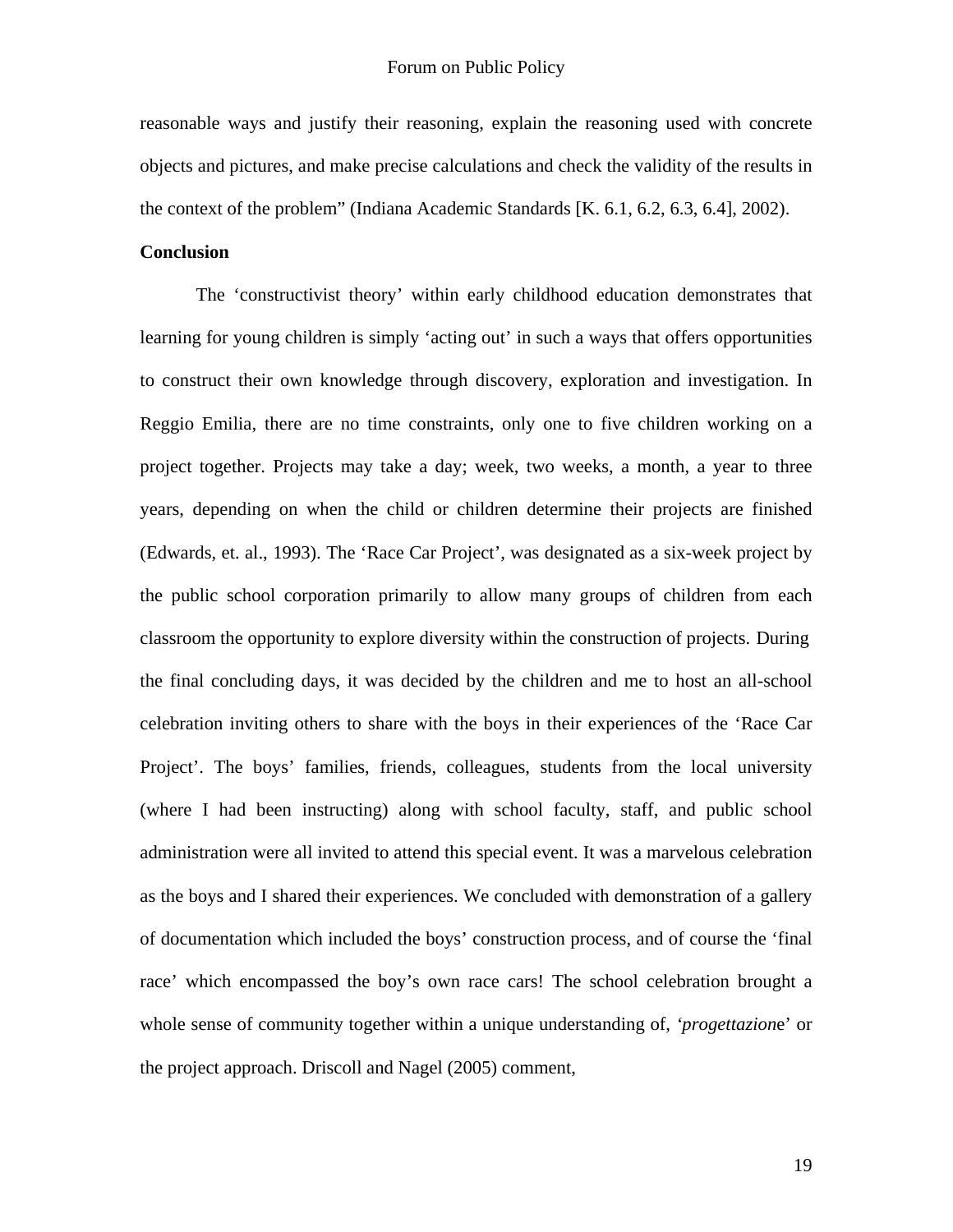reasonable ways and justify their reasoning, explain the reasoning used with concrete objects and pictures, and make precise calculations and check the validity of the results in the context of the problem" (Indiana Academic Standards [K. 6.1, 6.2, 6.3, 6.4], 2002).

**Conclusion**

The 'constructivist theory' within early childhood education demonstrates that learning for young children is simply 'acting out' in such a ways that offers opportunities to construct their own knowledge through discovery, exploration and investigation. In Reggio Emilia, there are no time constraints, only one to five children working on a project together. Projects may take a day; week, two weeks, a month, a year to three years, depending on when the child or children determine their projects are finished (Edwards, et. al., 1993). The 'Race Car Project', was designated as a six-week project by the public school corporation primarily to allow many groups of children from each classroom the opportunity to explore diversity within the construction of projects. During the final concluding days, it was decided by the children and me to host an all-school celebration inviting others to share with the boys in their experiences of the 'Race Car Project'. The boys' families, friends, colleagues, students from the local university (where I had been instructing) along with school faculty, staff, and public school administration were all invited to attend this special event. It was a marvelous celebration as the boys and I shared their experiences. We concluded with demonstration of a gallery of documentation which included the boys' construction process, and of course the 'final race' which encompassed the boy's own race cars! The school celebration brought a whole sense of community together within a unique understanding of, '*progettazione*' or the project approach. Driscoll and Nagel (2005) comment,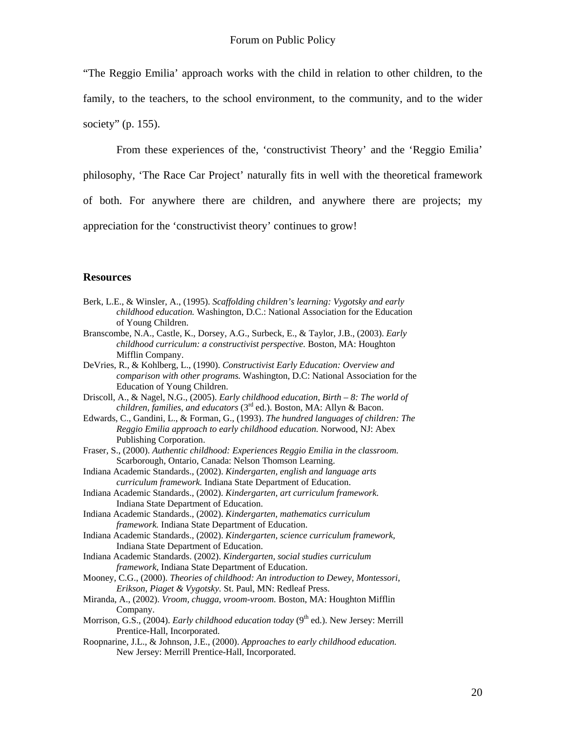"The Reggio Emilia' approach works with the child in relation to other children, to the family, to the teachers, to the school environment, to the community, and to the wider society" (p. 155).

From these experiences of the, 'constructivist Theory' and the 'Reggio Emilia' philosophy, 'The Race Car Project' naturally fits in well with the theoretical framework of both. For anywhere there are children, and anywhere there are projects; my appreciation for the 'constructivist theory' continues to grow!

## Resources

Berk, L.E., & Winsler, A., (1995). *Scaffolding children's learning: Vygotsky and early childhood education.* Washington, D.C.: National Association for the Education of Young Children.

Branscombe, N.A., Castle, K., Dorsey, A.G., Surbeck, E., & Taylor, J.B., (2003). *Early childhood curriculum: a constructivist perspective.* Boston, MA: Houghton Mifflin Company.

DeVries, R., & Kohlberg, L., (1990). *Constructivist Early Education: Overview and comparison with other programs.* Washington, D.C: National Association for the Education of Young Children.

Driscoll, A., & Nagel, N.G., (2005). *Early childhood education, Birth – 8: The world of children, families, and educators* (3rd ed.). Boston, MA: Allyn & Bacon.

Edwards, C., Gandini, L., & Forman, G., (1993). *The hundred languages of children: The Reggio Emilia approach to early childhood education.* Norwood, NJ: Abex Publishing Corporation.

Fraser, S., (2000). *Authentic childhood: Experiences Reggio Emilia in the classroom.* Scarborough, Ontario, Canada: Nelson Thomson Learning.

Indiana Academic Standards., (2002). *Kindergarten, english and language arts curriculum framework.* Indiana State Department of Education.

Indiana Academic Standards., (2002). *Kindergarten, art curriculum framework.* Indiana State Department of Education.

Indiana Academic Standards., (2002). *Kindergarten, mathematics curriculum framework.* Indiana State Department of Education.

Indiana Academic Standards., (2002). *Kindergarten, science curriculum framework,* Indiana State Department of Education.

Indiana Academic Standards. (2002). *Kindergarten, social studies curriculum framework,* Indiana State Department of Education.

Mooney, C.G., (2000). *Theories of childhood: An introduction to Dewey, Montessori, Erikson, Piaget & Vygotsky.* St. Paul, MN: Redleaf Press.

Miranda, A., (2002). *Vroom, chugga, vroom-vroom.* Boston, MA: Houghton Mifflin Company.

Morrison, G.S., (2004). *Early childhood education today* (9th ed.). New Jersey: Merrill Prentice-Hall, Incorporated.

Roopnarine, J.L., & Johnson, J.E., (2000). *Approaches to early childhood education.* New Jersey: Merrill Prentice-Hall, Incorporated.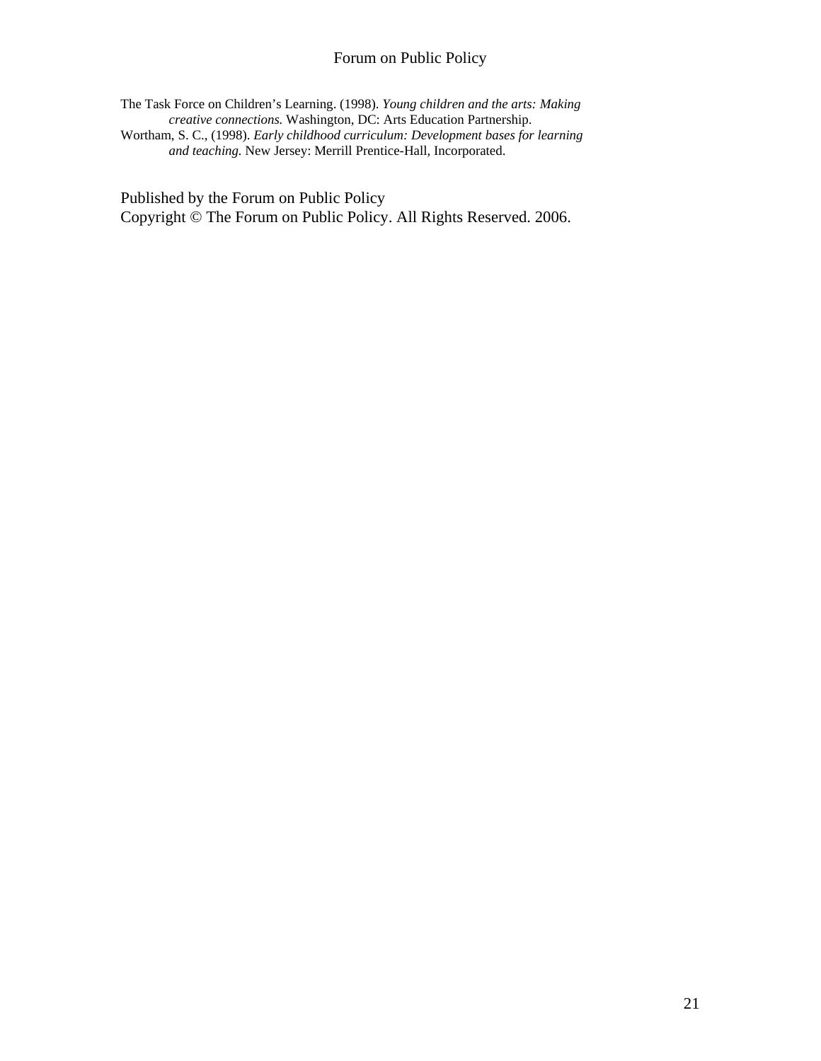The Task Force on Children's Learning. (1998). *Young children and the arts: Making creative connections.* Washington, DC: Arts Education Partnership.

Wortham, S. C., (1998). *Early childhood curriculum: Development bases for learning and teaching.* New Jersey: Merrill Prentice-Hall, Incorporated.

Published by the Forum on Public Policy
Copyright © The Forum on Public Policy. All Rights Reserved. 2006.